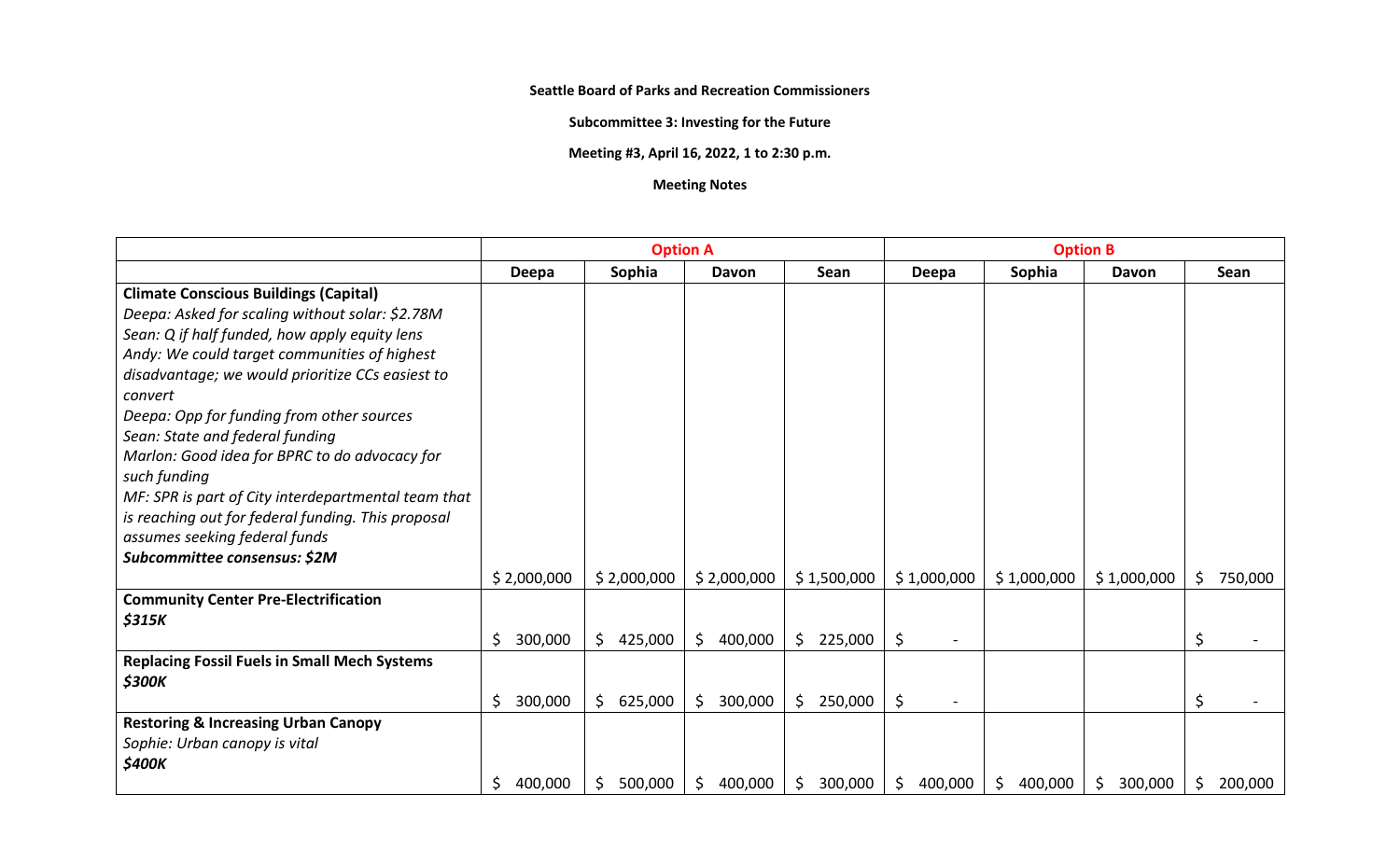**Seattle Board of Parks and Recreation Commissioners**

**Subcommittee 3: Investing for the Future**

**Meeting #3, April 16, 2022, 1 to 2:30 p.m.**

**Meeting Notes**

| | Option A | | | | Option B | | | |
|---|---|---|---|---|---|---|---|---|
| | Deepa | Sophia | Davon | Sean | Deepa | Sophia | Davon | Sean |
| **Climate Conscious Buildings (Capital)**<br>*Deepa: Asked for scaling without solar: $2.78M*<br>*Sean: Q if half funded, how apply equity lens*<br>*Andy: We could target communities of highest disadvantage; we would prioritize CCs easiest to convert*<br>*Deepa: Opp for funding from other sources*<br>*Sean: State and federal funding*<br>*Marlon: Good idea for BPRC to do advocacy for such funding*<br>*MF: SPR is part of City interdepartmental team that is reaching out for federal funding. This proposal assumes seeking federal funds*<br>***Subcommittee consensus: $2M*** | $ 2,000,000 | $ 2,000,000 | $ 2,000,000 | $ 1,500,000 | $ 1,000,000 | $ 1,000,000 | $ 1,000,000 | $ 750,000 |
| **Community Center Pre-Electrification**<br>***$315K*** | $ 300,000 | $ 425,000 | $ 400,000 | $ 225,000 | $ - | | | $ - |
| **Replacing Fossil Fuels in Small Mech Systems**<br>***$300K*** | $ 300,000 | $ 625,000 | $ 300,000 | $ 250,000 | $ - | | | $ - |
| **Restoring & Increasing Urban Canopy**<br>*Sophie: Urban canopy is vital*<br>***$400K*** | $ 400,000 | $ 500,000 | $ 400,000 | $ 300,000 | $ 400,000 | $ 400,000 | $ 300,000 | $ 200,000 |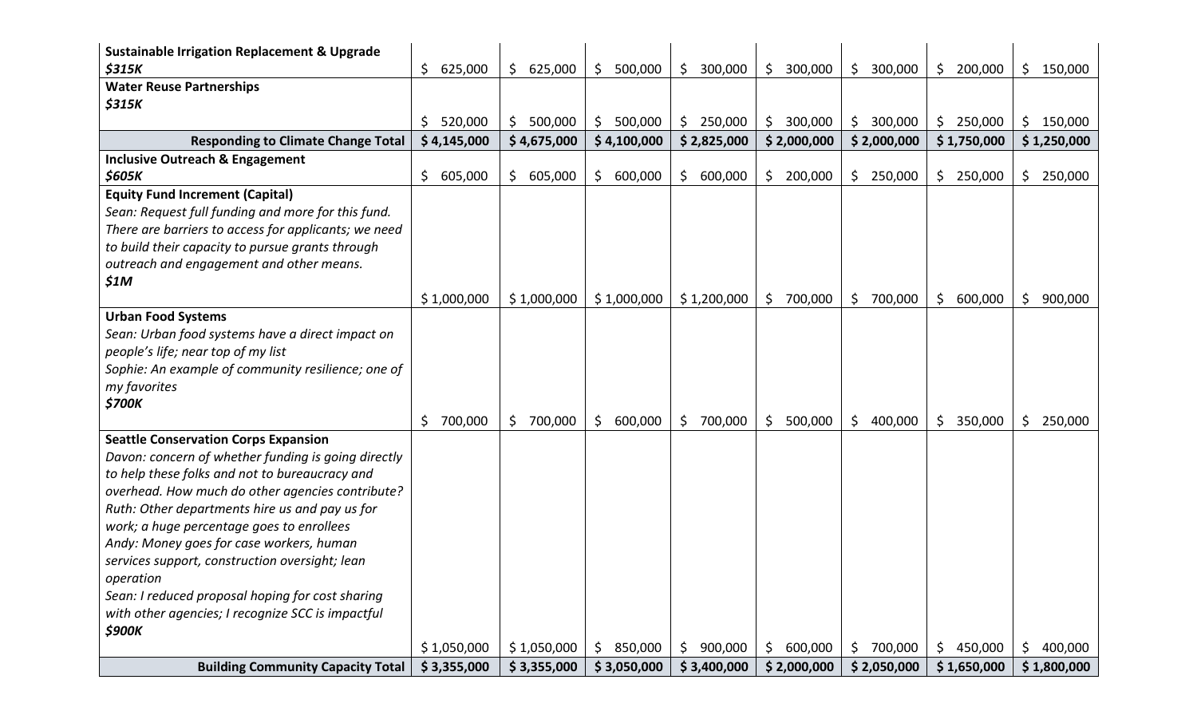| | | | | | | | | |
|---|---|---|---|---|---|---|---|---|
| **Sustainable Irrigation Replacement & Upgrade**<br>***$315K*** | $ 625,000 | $ 625,000 | $ 500,000 | $ 300,000 | $ 300,000 | $ 300,000 | $ 200,000 | $ 150,000 |
| **Water Reuse Partnerships**<br>***$315K*** | $ 520,000 | $ 500,000 | $ 500,000 | $ 250,000 | $ 300,000 | $ 300,000 | $ 250,000 | $ 150,000 |
| **Responding to Climate Change Total** | **$ 4,145,000** | **$ 4,675,000** | **$ 4,100,000** | **$ 2,825,000** | **$ 2,000,000** | **$ 2,000,000** | **$ 1,750,000** | **$ 1,250,000** |
| **Inclusive Outreach & Engagement**<br>***$605K*** | $ 605,000 | $ 605,000 | $ 600,000 | $ 600,000 | $ 200,000 | $ 250,000 | $ 250,000 | $ 250,000 |
| **Equity Fund Increment (Capital)**<br>*Sean: Request full funding and more for this fund. There are barriers to access for applicants; we need to build their capacity to pursue grants through outreach and engagement and other means.*<br>***$1M*** | $ 1,000,000 | $ 1,000,000 | $ 1,000,000 | $ 1,200,000 | $ 700,000 | $ 700,000 | $ 600,000 | $ 900,000 |
| **Urban Food Systems**<br>*Sean: Urban food systems have a direct impact on people's life; near top of my list*<br>*Sophie: An example of community resilience; one of my favorites*<br>***$700K*** | $ 700,000 | $ 700,000 | $ 600,000 | $ 700,000 | $ 500,000 | $ 400,000 | $ 350,000 | $ 250,000 |
| **Seattle Conservation Corps Expansion**<br>*Davon: concern of whether funding is going directly to help these folks and not to bureaucracy and overhead. How much do other agencies contribute?*<br>*Ruth: Other departments hire us and pay us for work; a huge percentage goes to enrollees*<br>*Andy: Money goes for case workers, human services support, construction oversight; lean operation*<br>*Sean: I reduced proposal hoping for cost sharing with other agencies; I recognize SCC is impactful*<br>***$900K*** | $ 1,050,000 | $ 1,050,000 | $ 850,000 | $ 900,000 | $ 600,000 | $ 700,000 | $ 450,000 | $ 400,000 |
| **Building Community Capacity Total** | **$ 3,355,000** | **$ 3,355,000** | **$ 3,050,000** | **$ 3,400,000** | **$ 2,000,000** | **$ 2,050,000** | **$ 1,650,000** | **$ 1,800,000** |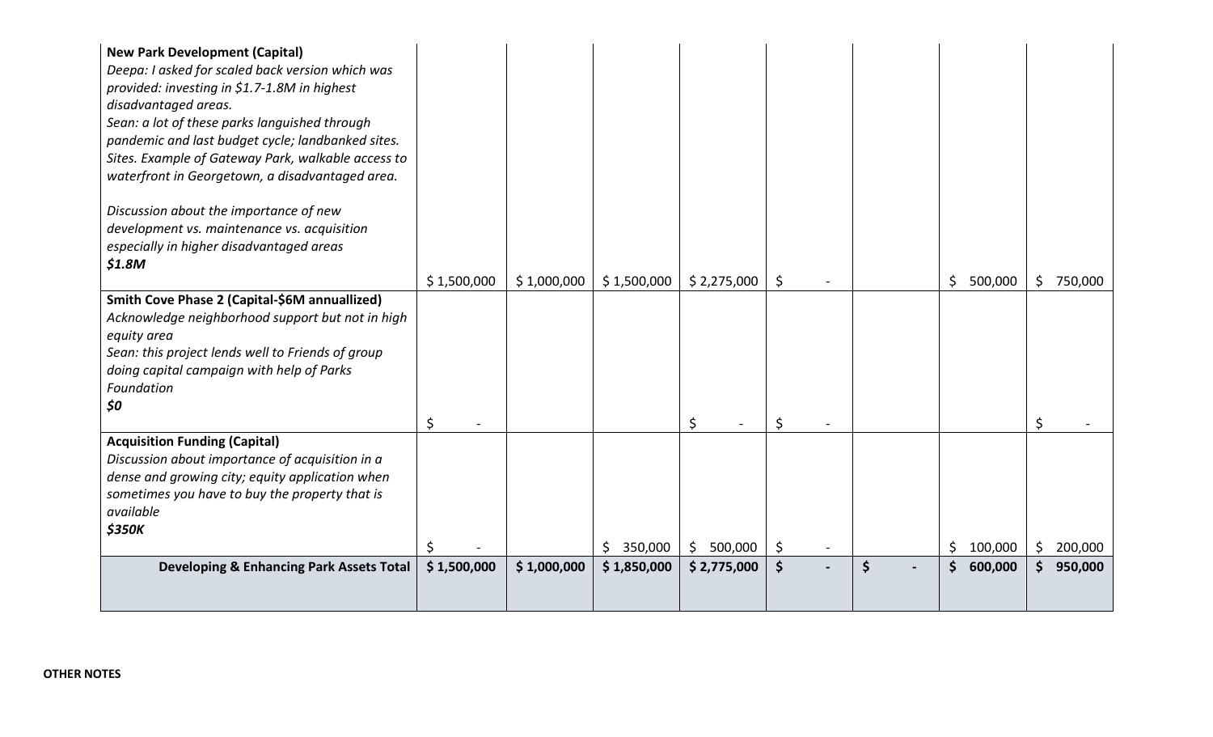| | | | | | | | | |
|---|---|---|---|---|---|---|---|---|
| **New Park Development (Capital)**<br>*Deepa: I asked for scaled back version which was provided: investing in $1.7-1.8M in highest disadvantaged areas.*<br>*Sean: a lot of these parks languished through pandemic and last budget cycle; landbanked sites. Sites. Example of Gateway Park, walkable access to waterfront in Georgetown, a disadvantaged area.*<br><br>*Discussion about the importance of new development vs. maintenance vs. acquisition especially in higher disadvantaged areas*<br>***$1.8M*** | $ 1,500,000 | $ 1,000,000 | $ 1,500,000 | $ 2,275,000 | $ - | | $ 500,000 | $ 750,000 |
| **Smith Cove Phase 2 (Capital-$6M annuallized)**<br>*Acknowledge neighborhood support but not in high equity area*<br>*Sean: this project lends well to Friends of group doing capital campaign with help of Parks Foundation*<br>***$0*** | $ - | | | $ - | $ - | | | $ - |
| **Acquisition Funding (Capital)**<br>*Discussion about importance of acquisition in a dense and growing city; equity application when sometimes you have to buy the property that is available*<br>***$350K*** | $ - | | $ 350,000 | $ 500,000 | $ - | | $ 100,000 | $ 200,000 |
| **Developing & Enhancing Park Assets Total** | **$ 1,500,000** | **$ 1,000,000** | **$ 1,850,000** | **$ 2,775,000** | **$ -** | **$ -** | **$ 600,000** | **$ 950,000** |

**OTHER NOTES**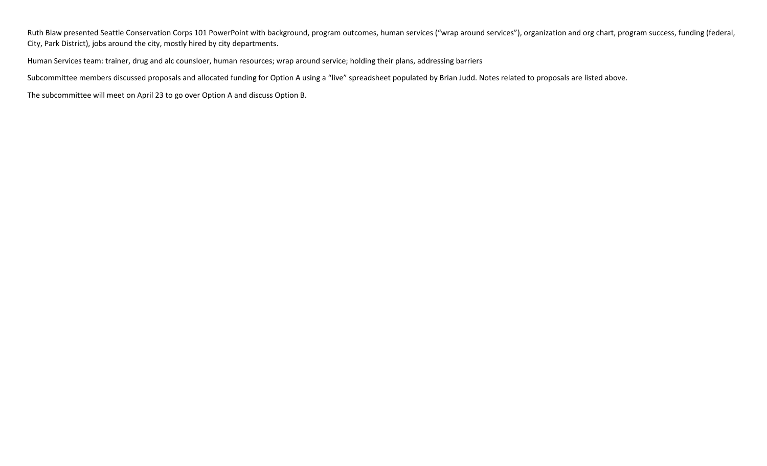Ruth Blaw presented Seattle Conservation Corps 101 PowerPoint with background, program outcomes, human services ("wrap around services"), organization and org chart, program success, funding (federal, City, Park District), jobs around the city, mostly hired by city departments.

Human Services team: trainer, drug and alc counsloer, human resources; wrap around service; holding their plans, addressing barriers

Subcommittee members discussed proposals and allocated funding for Option A using a "live" spreadsheet populated by Brian Judd. Notes related to proposals are listed above.

The subcommittee will meet on April 23 to go over Option A and discuss Option B.